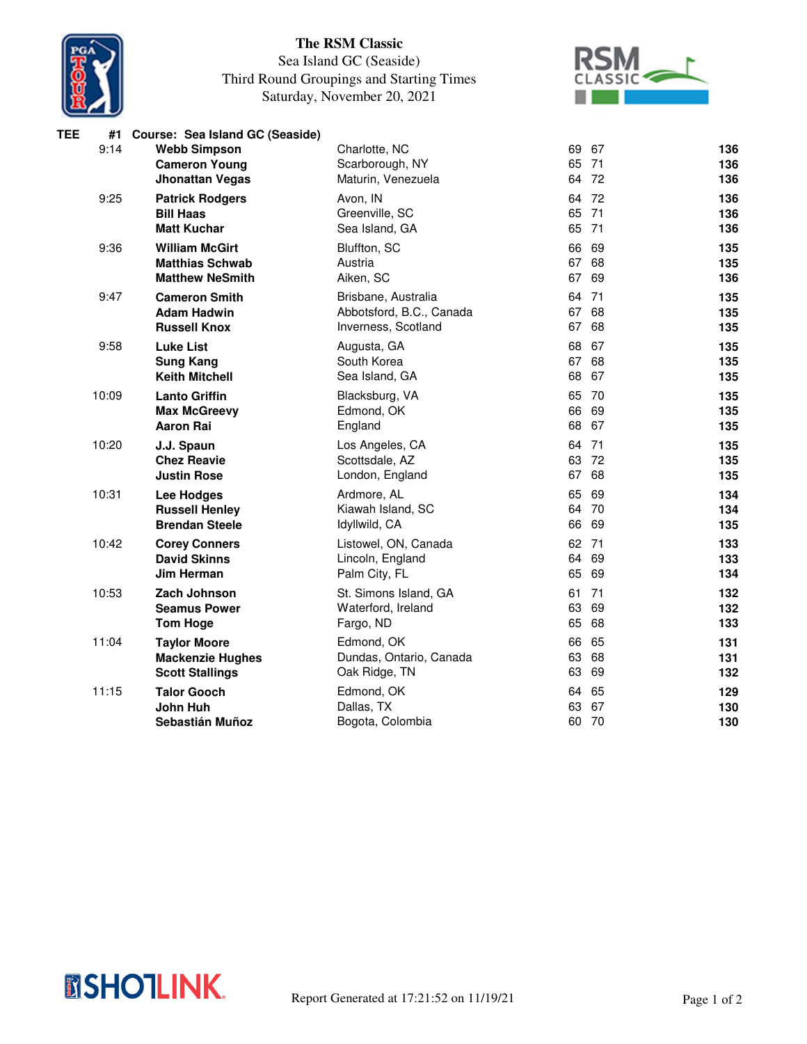# The RSM Classic

Sea Island GC (Seaside)
Third Round Groupings and Starting Times
Saturday, November 20, 2021

| TEE | #1 Course: Sea Island GC (Seaside) | | | | |
|---|---|---|---|---|---|
| 9:14 | **Webb Simpson** | Charlotte, NC | 69 | 67 | **136** |
| | **Cameron Young** | Scarborough, NY | 65 | 71 | **136** |
| | **Jhonattan Vegas** | Maturin, Venezuela | 64 | 72 | **136** |
| 9:25 | **Patrick Rodgers** | Avon, IN | 64 | 72 | **136** |
| | **Bill Haas** | Greenville, SC | 65 | 71 | **136** |
| | **Matt Kuchar** | Sea Island, GA | 65 | 71 | **136** |
| 9:36 | **William McGirt** | Bluffton, SC | 66 | 69 | **135** |
| | **Matthias Schwab** | Austria | 67 | 68 | **135** |
| | **Matthew NeSmith** | Aiken, SC | 67 | 69 | **136** |
| 9:47 | **Cameron Smith** | Brisbane, Australia | 64 | 71 | **135** |
| | **Adam Hadwin** | Abbotsford, B.C., Canada | 67 | 68 | **135** |
| | **Russell Knox** | Inverness, Scotland | 67 | 68 | **135** |
| 9:58 | **Luke List** | Augusta, GA | 68 | 67 | **135** |
| | **Sung Kang** | South Korea | 67 | 68 | **135** |
| | **Keith Mitchell** | Sea Island, GA | 68 | 67 | **135** |
| 10:09 | **Lanto Griffin** | Blacksburg, VA | 65 | 70 | **135** |
| | **Max McGreevy** | Edmond, OK | 66 | 69 | **135** |
| | **Aaron Rai** | England | 68 | 67 | **135** |
| 10:20 | **J.J. Spaun** | Los Angeles, CA | 64 | 71 | **135** |
| | **Chez Reavie** | Scottsdale, AZ | 63 | 72 | **135** |
| | **Justin Rose** | London, England | 67 | 68 | **135** |
| 10:31 | **Lee Hodges** | Ardmore, AL | 65 | 69 | **134** |
| | **Russell Henley** | Kiawah Island, SC | 64 | 70 | **134** |
| | **Brendan Steele** | Idyllwild, CA | 66 | 69 | **135** |
| 10:42 | **Corey Conners** | Listowel, ON, Canada | 62 | 71 | **133** |
| | **David Skinns** | Lincoln, England | 64 | 69 | **133** |
| | **Jim Herman** | Palm City, FL | 65 | 69 | **134** |
| 10:53 | **Zach Johnson** | St. Simons Island, GA | 61 | 71 | **132** |
| | **Seamus Power** | Waterford, Ireland | 63 | 69 | **132** |
| | **Tom Hoge** | Fargo, ND | 65 | 68 | **133** |
| 11:04 | **Taylor Moore** | Edmond, OK | 66 | 65 | **131** |
| | **Mackenzie Hughes** | Dundas, Ontario, Canada | 63 | 68 | **131** |
| | **Scott Stallings** | Oak Ridge, TN | 63 | 69 | **132** |
| 11:15 | **Talor Gooch** | Edmond, OK | 64 | 65 | **129** |
| | **John Huh** | Dallas, TX | 63 | 67 | **130** |
| | **Sebastián Muñoz** | Bogota, Colombia | 60 | 70 | **130** |

Report Generated at 17:21:52 on 11/19/21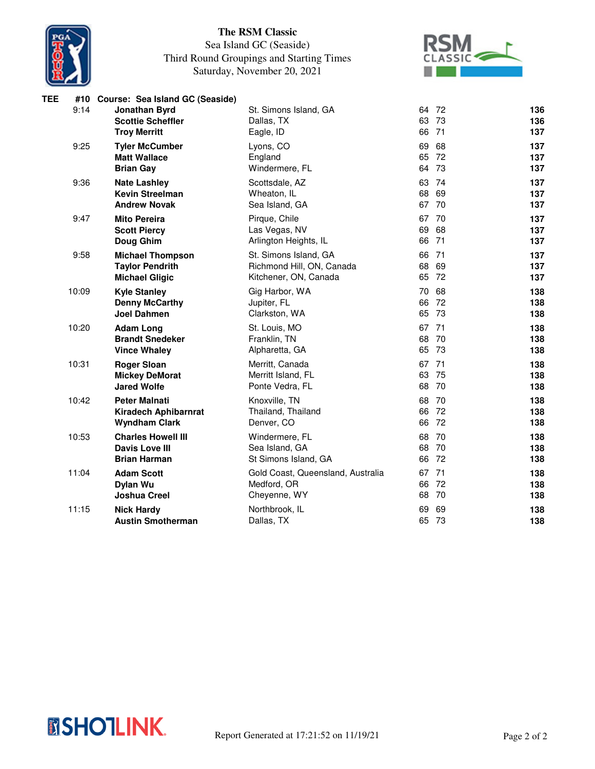# The RSM Classic

Sea Island GC (Seaside)

Third Round Groupings and Starting Times

Saturday, November 20, 2021

| TEE | #10 Course: Sea Island GC (Seaside) | | | | |
|---|---|---|---|---|---|
| 9:14 | **Jonathan Byrd** | St. Simons Island, GA | 64 | 72 | **136** |
| | **Scottie Scheffler** | Dallas, TX | 63 | 73 | **136** |
| | **Troy Merritt** | Eagle, ID | 66 | 71 | **137** |
| 9:25 | **Tyler McCumber** | Lyons, CO | 69 | 68 | **137** |
| | **Matt Wallace** | England | 65 | 72 | **137** |
| | **Brian Gay** | Windermere, FL | 64 | 73 | **137** |
| 9:36 | **Nate Lashley** | Scottsdale, AZ | 63 | 74 | **137** |
| | **Kevin Streelman** | Wheaton, IL | 68 | 69 | **137** |
| | **Andrew Novak** | Sea Island, GA | 67 | 70 | **137** |
| 9:47 | **Mito Pereira** | Pirque, Chile | 67 | 70 | **137** |
| | **Scott Piercy** | Las Vegas, NV | 69 | 68 | **137** |
| | **Doug Ghim** | Arlington Heights, IL | 66 | 71 | **137** |
| 9:58 | **Michael Thompson** | St. Simons Island, GA | 66 | 71 | **137** |
| | **Taylor Pendrith** | Richmond Hill, ON, Canada | 68 | 69 | **137** |
| | **Michael Gligic** | Kitchener, ON, Canada | 65 | 72 | **137** |
| 10:09 | **Kyle Stanley** | Gig Harbor, WA | 70 | 68 | **138** |
| | **Denny McCarthy** | Jupiter, FL | 66 | 72 | **138** |
| | **Joel Dahmen** | Clarkston, WA | 65 | 73 | **138** |
| 10:20 | **Adam Long** | St. Louis, MO | 67 | 71 | **138** |
| | **Brandt Snedeker** | Franklin, TN | 68 | 70 | **138** |
| | **Vince Whaley** | Alpharetta, GA | 65 | 73 | **138** |
| 10:31 | **Roger Sloan** | Merritt, Canada | 67 | 71 | **138** |
| | **Mickey DeMorat** | Merritt Island, FL | 63 | 75 | **138** |
| | **Jared Wolfe** | Ponte Vedra, FL | 68 | 70 | **138** |
| 10:42 | **Peter Malnati** | Knoxville, TN | 68 | 70 | **138** |
| | **Kiradech Aphibarnrat** | Thailand, Thailand | 66 | 72 | **138** |
| | **Wyndham Clark** | Denver, CO | 66 | 72 | **138** |
| 10:53 | **Charles Howell III** | Windermere, FL | 68 | 70 | **138** |
| | **Davis Love III** | Sea Island, GA | 68 | 70 | **138** |
| | **Brian Harman** | St Simons Island, GA | 66 | 72 | **138** |
| 11:04 | **Adam Scott** | Gold Coast, Queensland, Australia | 67 | 71 | **138** |
| | **Dylan Wu** | Medford, OR | 66 | 72 | **138** |
| | **Joshua Creel** | Cheyenne, WY | 68 | 70 | **138** |
| 11:15 | **Nick Hardy** | Northbrook, IL | 69 | 69 | **138** |
| | **Austin Smotherman** | Dallas, TX | 65 | 73 | **138** |

Report Generated at 17:21:52 on 11/19/21